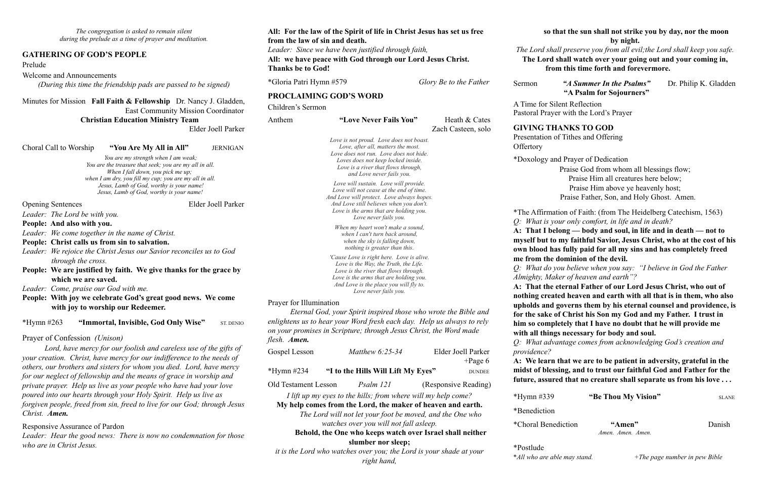*The congregation is asked to remain silent during the prelude as a time of prayer and meditation.*

## GATHERING OF GOD'S PEOPLE

Prelude

Welcome and Announcements

*(During this time the friendship pads are passed to be signed)*

Minutes for Mission **Fall Faith & Fellowship** Dr. Nancy J. Gladden, East Community Mission Coordinator

**Christian Education Ministry Team** Elder Joell Parker

Choral Call to Worship **"You Are My All in All"** JERNIGAN

*You are my strength when I am weak;*
*You are the treasure that seek; you are my all in all.*
*When I fall down, you pick me up;*
*when I am dry, you fill my cup; you are my all in all.*
*Jesus, Lamb of God, worthy is your name!*
*Jesus, Lamb of God, worthy is your name!*

Opening Sentences Elder Joell Parker

*Leader: The Lord be with you.*
**People: And also with you.**
*Leader: We come together in the name of Christ.*
**People: Christ calls us from sin to salvation.**
*Leader: We rejoice the Christ Jesus our Savior reconciles us to God through the cross.*
**People: We are justified by faith. We give thanks for the grace by which we are saved.**
*Leader: Come, praise our God with me.*
**People: With joy we celebrate God's great good news. We come with joy to worship our Redeemer.**

*Hymn #263 **"Immortal, Invisible, God Only Wise"** ST. DENIO

Prayer of Confession *(Unison)*

*Lord, have mercy for our foolish and careless use of the gifts of your creation. Christ, have mercy for our indifference to the needs of others, our brothers and sisters for whom you died. Lord, have mercy for our neglect of fellowship and the means of grace in worship and private prayer. Help us live as your people who have had your love poured into our hearts through your Holy Spirit. Help us live as forgiven people, freed from sin, freed to live for our God; through Jesus Christ. **Amen.***

Responsive Assurance of Pardon

*Leader: Hear the good news: There is now no condemnation for those who are in Christ Jesus.*
**All: For the law of the Spirit of life in Christ Jesus has set us free from the law of sin and death.**
*Leader: Since we have been justified through faith,*
**All: we have peace with God through our Lord Jesus Christ. Thanks be to God!**

*Gloria Patri Hymn #579 *Glory Be to the Father*

## PROCLAIMING GOD'S WORD

Children's Sermon

Anthem **"Love Never Fails You"** Heath & Cates
Zach Casteen, solo

*Love is not proud. Love does not boast.*
*Love, after all, matters the most.*
*Love does not run. Love does not hide.*
*Loves does not keep locked inside.*
*Love is a river that flows through,*
*and Love never fails you.*

*Love will sustain. Love will provide.*
*Love will not cease at the end of time.*
*And Love will protect. Love always hopes.*
*And Love still believes when you don't.*
*Love is the arms that are holding you.*
*Love never fails you.*

*When my heart won't make a sound,*
*when I can't turn back around,*
*when the sky is falling down,*
*nothing is greater than this.*

*'Cause Love is right here. Love is alive.*
*Love is the Way, the Truth, the Life.*
*Love is the river that flows through.*
*Love is the arms that are holding you.*
*And Love is the place you will fly to.*
*Love never fails you.*

Prayer for Illumination

*Eternal God, your Spirit inspired those who wrote the Bible and enlightens us to hear your Word fresh each day. Help us always to rely on your promises in Scripture; through Jesus Christ, the Word made flesh. **Amen.***

Gospel Lesson *Matthew 6:25-34* Elder Joell Parker +Page 6

*Hymn #234 **"I to the Hills Will Lift My Eyes"** DUNDEE

Old Testament Lesson *Psalm 121* (Responsive Reading)

*I lift up my eyes to the hills; from where will my help come?*
**My help comes from the Lord, the maker of heaven and earth.**
*The Lord will not let your foot be moved, and the One who watches over you will not fall asleep.*
**Behold, the One who keeps watch over Israel shall neither slumber nor sleep;**
*it is the Lord who watches over you; the Lord is your shade at your right hand,*
**so that the sun shall not strike you by day, nor the moon by night.**
*The Lord shall preserve you from all evil;the Lord shall keep you safe.*
**The Lord shall watch over your going out and your coming in, from this time forth and forevermore.**

Sermon ***"A Summer In the Psalms"*** **"A Psalm for Sojourners"** Dr. Philip K. Gladden

A Time for Silent Reflection
Pastoral Prayer with the Lord's Prayer

## GIVING THANKS TO GOD

Presentation of Tithes and Offering
Offertory

*Doxology and Prayer of Dedication

Praise God from whom all blessings flow;
Praise Him all creatures here below;
Praise Him above ye heavenly host;
Praise Father, Son, and Holy Ghost. Amen.

*The Affirmation of Faith: (from The Heidelberg Catechism, 1563)

*Q: What is your only comfort, in life and in death?*
**A: That I belong — body and soul, in life and in death — not to myself but to my faithful Savior, Jesus Christ, who at the cost of his own blood has fully paid for all my sins and has completely freed me from the dominion of the devil.**
*Q: What do you believe when you say: "I believe in God the Father Almighty, Maker of heaven and earth"?*
**A: That the eternal Father of our Lord Jesus Christ, who out of nothing created heaven and earth with all that is in them, who also upholds and governs them by his eternal counsel and providence, is for the sake of Christ his Son my God and my Father. I trust in him so completely that I have no doubt that he will provide me with all things necessary for body and soul.**
*Q: What advantage comes from acknowledging God's creation and providence?*
**A: We learn that we are to be patient in adversity, grateful in the midst of blessing, and to trust our faithful God and Father for the future, assured that no creature shall separate us from his love . . .**

*Hymn #339 **"Be Thou My Vision"** SLANE

*Benediction

*Choral Benediction **"Amen"** Danish
*Amen. Amen. Amen.*

*Postlude

**All who are able may stand.* *+The page number in pew Bible*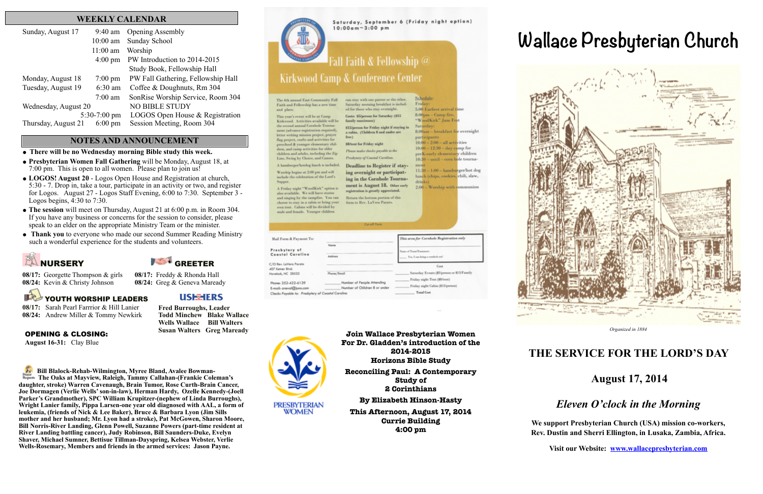## WEEKLY CALENDAR

| | | |
|---|---|---|
| Sunday, August 17 | 9:40 am | Opening Assembly |
| | 10:00 am | Sunday School |
| | 11:00 am | Worship |
| | 4:00 pm | PW Introduction to 2014-2015 Study Book, Fellowship Hall |
| Monday, August 18 | 7:00 pm | PW Fall Gathering, Fellowship Hall |
| Tuesday, August 19 | 6:30 am | Coffee & Doughnuts, Rm 304 |
| | 7:00 am | SonRise Worship Service, Room 304 |
| Wednesday, August 20 | | NO BIBLE STUDY |
| | 5:30-7:00 pm | LOGOS Open House & Registration |
| Thursday, August 21 | 6:00 pm | Session Meeting, Room 304 |

## NOTES AND ANNOUNCEMENT

- **There will be no Wednesday morning Bible study this week.**
- **Presbyterian Women Fall Gathering** will be Monday, August 18, at 7:00 pm. This is open to all women. Please plan to join us!
- **LOGOS! August 20** - Logos Open House and Registration at church, 5:30 - 7. Drop in, take a tour, participate in an activity or two, and register for Logos. August 27 - Logos Staff Evening, 6:00 to 7:30. September 3 - Logos begins, 4:30 to 7:30.
- **The session** will meet on Thursday, August 21 at 6:00 p.m. in Room 304. If you have any business or concerns for the session to consider, please speak to an elder on the appropriate Ministry Team or the minister.
- **Thank you** to everyone who made our second Summer Reading Ministry such a wonderful experience for the students and volunteers.

### NURSERY

**08/17:** Georgette Thompson & girls
**08/24:** Kevin & Christy Johnson

### GREETER

**08/17:** Freddy & Rhonda Hall
**08/24:** Greg & Geneva Maready

### YOUTH WORSHIP LEADERS

**08/17:** Sarah Pearl Farrrior & Hill Lanier
**08/24:** Andrew Miller & Tommy Newkirk

### USHERS

**Fred Burroughs, Leader**
**Todd Minchew Blake Wallace**
**Wells Wallace Bill Walters**
**Susan Walters Greg Maready**

### OPENING & CLOSING:

**August 16-31:** Clay Blue

**Bill Blalock-Rehab-Wilmington, Myree Bland, Avalee Bowman-The Oaks at Mayview, Raleigh, Tammy Callahan-(Frankie Coleman's daughter, stroke) Warren Cavenaugh, Brain Tumor, Rose Curth-Brain Cancer, Joe Dormagen (Verlie Wells' son-in-law), Herman Hardy, Ozelle Kennedy-(Joell Parker's Grandmother), SPC William Krupitzer-(nephew of Linda Burroughs), Wright Lanier family, Pippa Larsen-one year old diagnosed with AAL, a form of leukemia, (friends of Nick & Lee Baker), Bruce & Barbara Lyon (Jim Sills mother and her husband; Mr. Lyon had a stroke), Pat McGowen, Sharon Moore, Bill Norris-River Landing, Glenn Powell, Suzanne Powers (part-time resident at River Landing battling cancer), Judy Robinson, Bill Saunders-Duke, Evelyn Shaver, Michael Sumner, Bettisue Tillman-Dayspring, Kelsea Webster, Verlie Wells-Rosemary, Members and friends in the armed services: Jason Payne.**

Saturday, September 6 (Friday night option)
10:00am~3:00 pm

## Fall Faith & Fellowship @ Kirkwood Camp & Conference Center

The 4th annual East Community Fall Faith and Fellowship has a new time and place.

This year's event will be at Camp Kirkwood. Activities available will be the second annual Cornhole Tournament (advance registration required), letter writing mission project, prayer flag project, crafts and activities for preschool & younger elementary children, and camp activities for older children and adults, including the Zip Line, Swing by Choice, and Canoes.

A hamburger/hotdog lunch is included.

Worship begins at 2:00 pm and will include the celebration of the Lord's Supper.

A Friday night "WoodKirk" option is also available. We will have stories and singing by the campfire. You can choose to stay in a cabin or bring your own tent. Cabins will be divided by male and female. Younger children can stay with one parent or the other. Saturday morning breakfast is included for those who stay overnight.

Costs: $5/person for Saturday ($15 family maximum)

$15/person for Friday night if staying in a cabin. (Children 8 and under are free)

$8/tent for Friday night

Please make checks payable to the Presbytery of Coastal Carolina.

**Deadline to Register if staying overnight or participating in the Cornhole Tournament is August 18.** Other early registration is greatly appreciated.

Return the bottom portion of this form to Rev. LaVera Parato.

Schedule:
Friday:
5:00 Earliest arrival time
8:00pm – Camp fire, "WoodKirk" Jam Fest
Saturday:
8:00am – breakfast for overnight participants
10:00 – 2:00 – all activities
10:00 – 12:30 – day camp for preK-early elementary children
10:30 – until – corn hole tournament
11:30 – 1:00 – hamburger/hot dog lunch (chips, cookies, chili, slaw, drinks)
2:00 – Worship with communion

Cut-off Form

Mail Form & Payment To:
Presbytery of Coastal Carolina
C/O Rev. LaVera Parato
407 Kamer Blvd.
Havelock, NC 28532
Phone: 252-422-6139
E-mail: [email]
Checks Payable to: Presbytery of Coastal Carolina

Name ______
Address ______
Phone/Email ______
____ Number of People Attending
____ Number of Children 8 or under

*This area for Cornhole Registration only*
Name of Team/Teammate ______
Yes, I can bring a cornhole set

Cost
____ Saturday Events ($5/person or $15/Family)
____ Friday night Tent ($8/tent)
____ Friday night Cabin ($15/person)
____ Total Cost

PRESBYTERIAN WOMEN

**Join Wallace Presbyterian Women**
**For Dr. Gladden's introduction of the 2014-2015**
**Horizons Bible Study**

**Reconciling Paul: A Contemporary Study of 2 Corinthians**

**By Elizabeth Hinson-Hasty**

**This Afternoon, August 17, 2014**
**Currie Building**
**4:00 pm**

# Wallace Presbyterian Church

*Organized in 1884*

## THE SERVICE FOR THE LORD'S DAY

## August 17, 2014

## *Eleven O'clock in the Morning*

**We support Presbyterian Church (USA) mission co-workers, Rev. Dustin and Sherri Ellington, in Lusaka, Zambia, Africa.**

**Visit our Website: www.wallacepresbyterian.com**